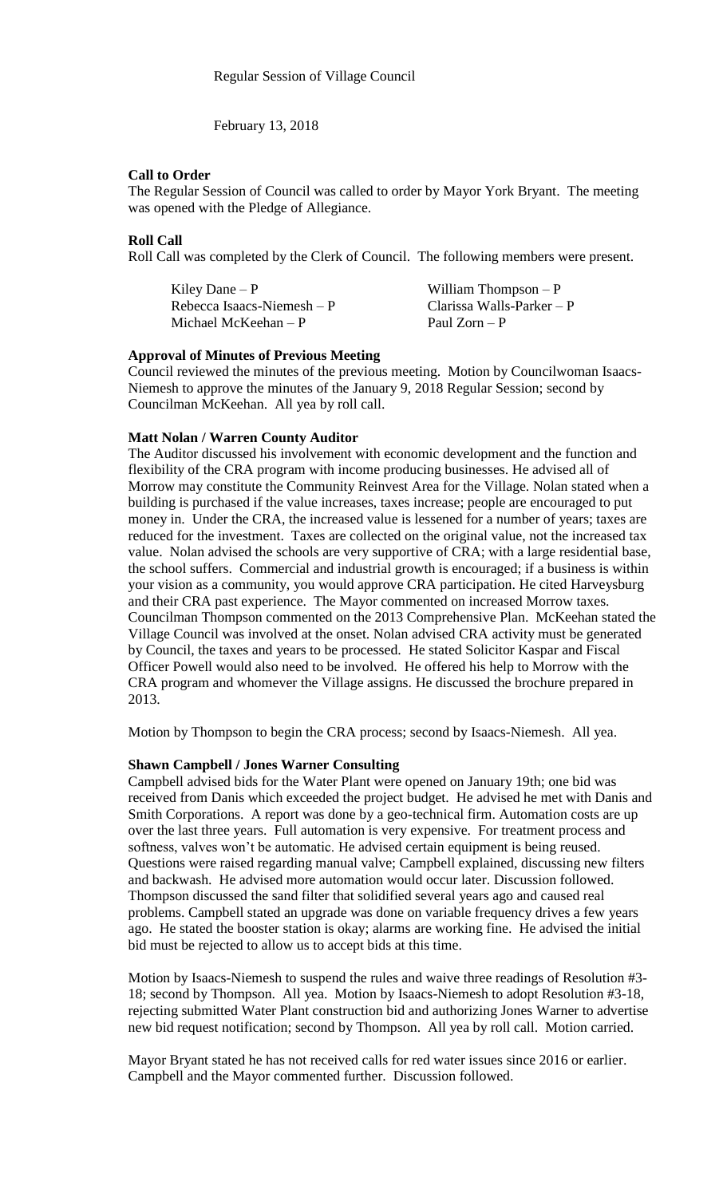Regular Session of Village Council

February 13, 2018

**Call to Order**

The Regular Session of Council was called to order by Mayor York Bryant. The meeting was opened with the Pledge of Allegiance.

**Roll Call**

Roll Call was completed by the Clerk of Council. The following members were present.

| | |
|---|---|
| Kiley Dane – P | William Thompson – P |
| Rebecca Isaacs-Niemesh – P | Clarissa Walls-Parker – P |
| Michael McKeehan – P | Paul Zorn – P |

**Approval of Minutes of Previous Meeting**

Council reviewed the minutes of the previous meeting. Motion by Councilwoman Isaacs-Niemesh to approve the minutes of the January 9, 2018 Regular Session; second by Councilman McKeehan. All yea by roll call.

**Matt Nolan / Warren County Auditor**

The Auditor discussed his involvement with economic development and the function and flexibility of the CRA program with income producing businesses. He advised all of Morrow may constitute the Community Reinvest Area for the Village. Nolan stated when a building is purchased if the value increases, taxes increase; people are encouraged to put money in. Under the CRA, the increased value is lessened for a number of years; taxes are reduced for the investment. Taxes are collected on the original value, not the increased tax value. Nolan advised the schools are very supportive of CRA; with a large residential base, the school suffers. Commercial and industrial growth is encouraged; if a business is within your vision as a community, you would approve CRA participation. He cited Harveysburg and their CRA past experience. The Mayor commented on increased Morrow taxes. Councilman Thompson commented on the 2013 Comprehensive Plan. McKeehan stated the Village Council was involved at the onset. Nolan advised CRA activity must be generated by Council, the taxes and years to be processed. He stated Solicitor Kaspar and Fiscal Officer Powell would also need to be involved. He offered his help to Morrow with the CRA program and whomever the Village assigns. He discussed the brochure prepared in 2013.

Motion by Thompson to begin the CRA process; second by Isaacs-Niemesh. All yea.

**Shawn Campbell / Jones Warner Consulting**

Campbell advised bids for the Water Plant were opened on January 19th; one bid was received from Danis which exceeded the project budget. He advised he met with Danis and Smith Corporations. A report was done by a geo-technical firm. Automation costs are up over the last three years. Full automation is very expensive. For treatment process and softness, valves won't be automatic. He advised certain equipment is being reused. Questions were raised regarding manual valve; Campbell explained, discussing new filters and backwash. He advised more automation would occur later. Discussion followed. Thompson discussed the sand filter that solidified several years ago and caused real problems. Campbell stated an upgrade was done on variable frequency drives a few years ago. He stated the booster station is okay; alarms are working fine. He advised the initial bid must be rejected to allow us to accept bids at this time.

Motion by Isaacs-Niemesh to suspend the rules and waive three readings of Resolution #3-18; second by Thompson. All yea. Motion by Isaacs-Niemesh to adopt Resolution #3-18, rejecting submitted Water Plant construction bid and authorizing Jones Warner to advertise new bid request notification; second by Thompson. All yea by roll call. Motion carried.

Mayor Bryant stated he has not received calls for red water issues since 2016 or earlier. Campbell and the Mayor commented further. Discussion followed.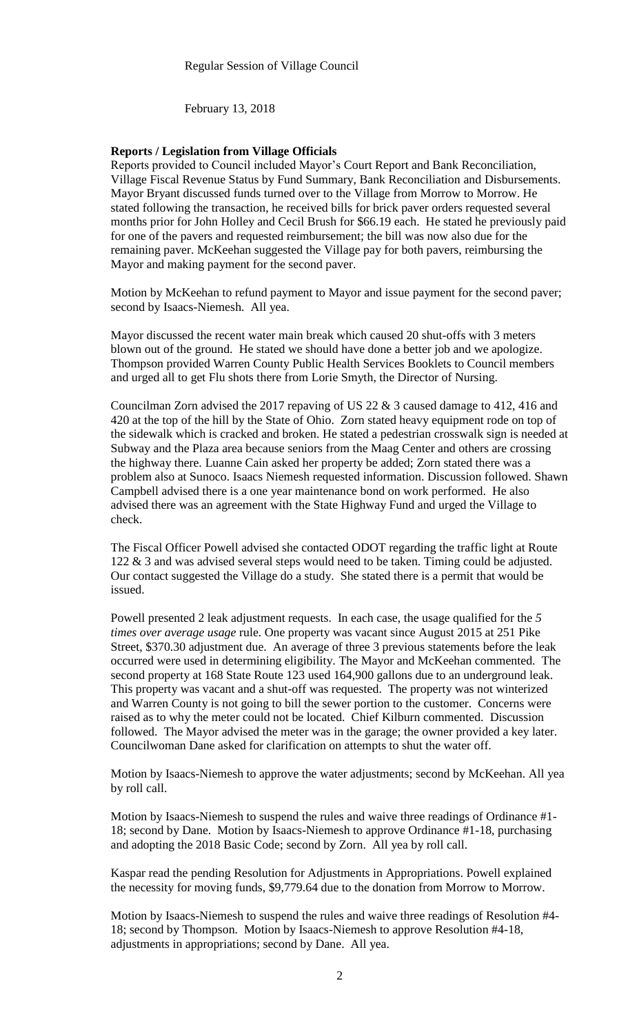Regular Session of Village Council

February 13, 2018

**Reports / Legislation from Village Officials**

Reports provided to Council included Mayor's Court Report and Bank Reconciliation, Village Fiscal Revenue Status by Fund Summary, Bank Reconciliation and Disbursements. Mayor Bryant discussed funds turned over to the Village from Morrow to Morrow. He stated following the transaction, he received bills for brick paver orders requested several months prior for John Holley and Cecil Brush for $66.19 each. He stated he previously paid for one of the pavers and requested reimbursement; the bill was now also due for the remaining paver. McKeehan suggested the Village pay for both pavers, reimbursing the Mayor and making payment for the second paver.

Motion by McKeehan to refund payment to Mayor and issue payment for the second paver; second by Isaacs-Niemesh. All yea.

Mayor discussed the recent water main break which caused 20 shut-offs with 3 meters blown out of the ground. He stated we should have done a better job and we apologize. Thompson provided Warren County Public Health Services Booklets to Council members and urged all to get Flu shots there from Lorie Smyth, the Director of Nursing.

Councilman Zorn advised the 2017 repaving of US 22 & 3 caused damage to 412, 416 and 420 at the top of the hill by the State of Ohio. Zorn stated heavy equipment rode on top of the sidewalk which is cracked and broken. He stated a pedestrian crosswalk sign is needed at Subway and the Plaza area because seniors from the Maag Center and others are crossing the highway there. Luanne Cain asked her property be added; Zorn stated there was a problem also at Sunoco. Isaacs Niemesh requested information. Discussion followed. Shawn Campbell advised there is a one year maintenance bond on work performed. He also advised there was an agreement with the State Highway Fund and urged the Village to check.

The Fiscal Officer Powell advised she contacted ODOT regarding the traffic light at Route 122 & 3 and was advised several steps would need to be taken. Timing could be adjusted. Our contact suggested the Village do a study. She stated there is a permit that would be issued.

Powell presented 2 leak adjustment requests. In each case, the usage qualified for the *5 times over average usage* rule. One property was vacant since August 2015 at 251 Pike Street, $370.30 adjustment due. An average of three 3 previous statements before the leak occurred were used in determining eligibility. The Mayor and McKeehan commented. The second property at 168 State Route 123 used 164,900 gallons due to an underground leak. This property was vacant and a shut-off was requested. The property was not winterized and Warren County is not going to bill the sewer portion to the customer. Concerns were raised as to why the meter could not be located. Chief Kilburn commented. Discussion followed. The Mayor advised the meter was in the garage; the owner provided a key later. Councilwoman Dane asked for clarification on attempts to shut the water off.

Motion by Isaacs-Niemesh to approve the water adjustments; second by McKeehan. All yea by roll call.

Motion by Isaacs-Niemesh to suspend the rules and waive three readings of Ordinance #1-18; second by Dane. Motion by Isaacs-Niemesh to approve Ordinance #1-18, purchasing and adopting the 2018 Basic Code; second by Zorn. All yea by roll call.

Kaspar read the pending Resolution for Adjustments in Appropriations. Powell explained the necessity for moving funds, $9,779.64 due to the donation from Morrow to Morrow.

Motion by Isaacs-Niemesh to suspend the rules and waive three readings of Resolution #4-18; second by Thompson. Motion by Isaacs-Niemesh to approve Resolution #4-18, adjustments in appropriations; second by Dane. All yea.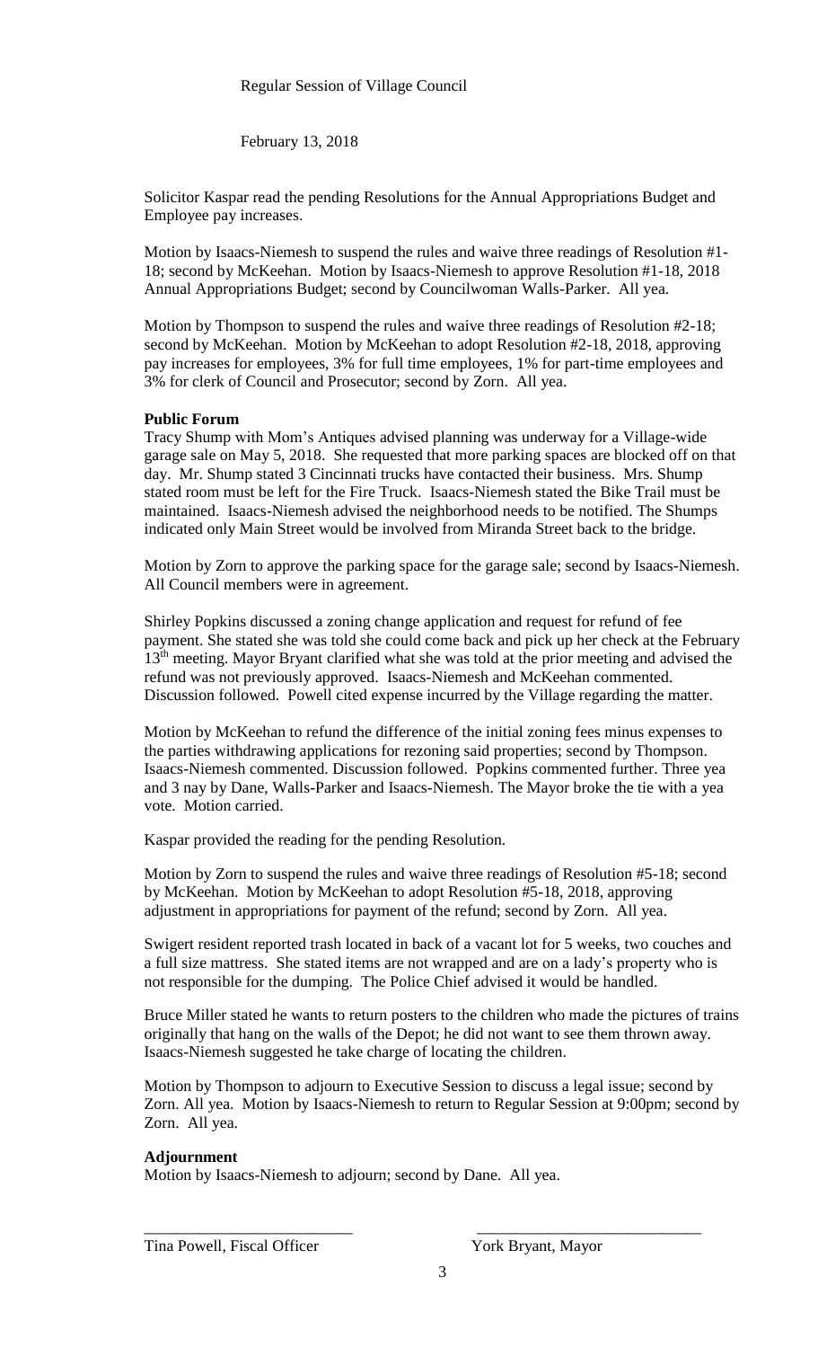Regular Session of Village Council

February 13, 2018

Solicitor Kaspar read the pending Resolutions for the Annual Appropriations Budget and Employee pay increases.

Motion by Isaacs-Niemesh to suspend the rules and waive three readings of Resolution #1-18; second by McKeehan. Motion by Isaacs-Niemesh to approve Resolution #1-18, 2018 Annual Appropriations Budget; second by Councilwoman Walls-Parker. All yea.

Motion by Thompson to suspend the rules and waive three readings of Resolution #2-18; second by McKeehan. Motion by McKeehan to adopt Resolution #2-18, 2018, approving pay increases for employees, 3% for full time employees, 1% for part-time employees and 3% for clerk of Council and Prosecutor; second by Zorn. All yea.

**Public Forum**

Tracy Shump with Mom's Antiques advised planning was underway for a Village-wide garage sale on May 5, 2018. She requested that more parking spaces are blocked off on that day. Mr. Shump stated 3 Cincinnati trucks have contacted their business. Mrs. Shump stated room must be left for the Fire Truck. Isaacs-Niemesh stated the Bike Trail must be maintained. Isaacs-Niemesh advised the neighborhood needs to be notified. The Shumps indicated only Main Street would be involved from Miranda Street back to the bridge.

Motion by Zorn to approve the parking space for the garage sale; second by Isaacs-Niemesh. All Council members were in agreement.

Shirley Popkins discussed a zoning change application and request for refund of fee payment. She stated she was told she could come back and pick up her check at the February 13th meeting. Mayor Bryant clarified what she was told at the prior meeting and advised the refund was not previously approved. Isaacs-Niemesh and McKeehan commented. Discussion followed. Powell cited expense incurred by the Village regarding the matter.

Motion by McKeehan to refund the difference of the initial zoning fees minus expenses to the parties withdrawing applications for rezoning said properties; second by Thompson. Isaacs-Niemesh commented. Discussion followed. Popkins commented further. Three yea and 3 nay by Dane, Walls-Parker and Isaacs-Niemesh. The Mayor broke the tie with a yea vote. Motion carried.

Kaspar provided the reading for the pending Resolution.

Motion by Zorn to suspend the rules and waive three readings of Resolution #5-18; second by McKeehan. Motion by McKeehan to adopt Resolution #5-18, 2018, approving adjustment in appropriations for payment of the refund; second by Zorn. All yea.

Swigert resident reported trash located in back of a vacant lot for 5 weeks, two couches and a full size mattress. She stated items are not wrapped and are on a lady's property who is not responsible for the dumping. The Police Chief advised it would be handled.

Bruce Miller stated he wants to return posters to the children who made the pictures of trains originally that hang on the walls of the Depot; he did not want to see them thrown away. Isaacs-Niemesh suggested he take charge of locating the children.

Motion by Thompson to adjourn to Executive Session to discuss a legal issue; second by Zorn. All yea. Motion by Isaacs-Niemesh to return to Regular Session at 9:00pm; second by Zorn. All yea.

**Adjournment**

Motion by Isaacs-Niemesh to adjourn; second by Dane. All yea.

\_\_\_\_\_\_\_\_\_\_\_\_\_\_\_\_\_\_\_\_\_\_\_\_\_\_\_ \_\_\_\_\_\_\_\_\_\_\_\_\_\_\_\_\_\_\_\_\_\_\_\_\_\_\_\_\_

Tina Powell, Fiscal Officer York Bryant, Mayor